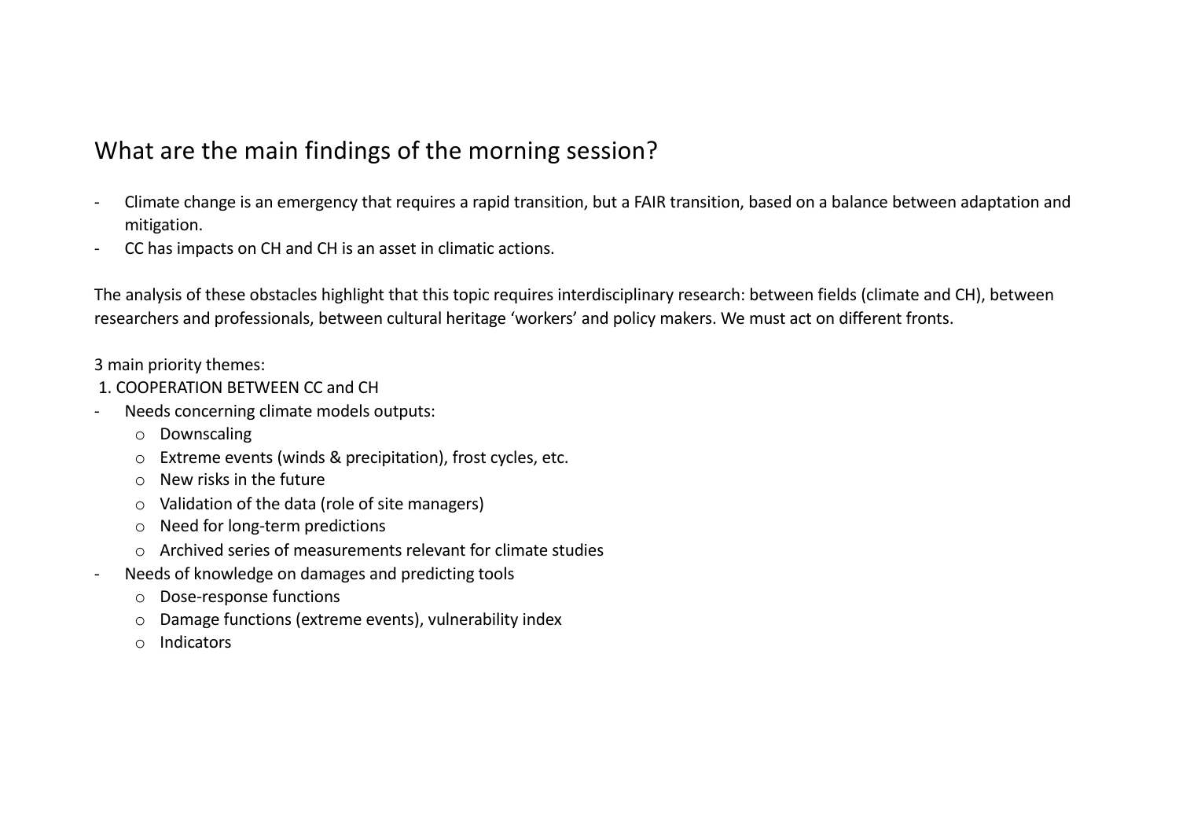## What are the main findings of the morning session?

- Climate change is an emergency that requires a rapid transition, but a FAIR transition, based on a balance between adaptation and mitigation.
- CC has impacts on CH and CH is an asset in climatic actions.

The analysis of these obstacles highlight that this topic requires interdisciplinary research: between fields (climate and CH), between researchers and professionals, between cultural heritage 'workers' and policy makers. We must act on different fronts.

3 main priority themes:

1. COOPERATION BETWEEN CC and CH

- Needs concerning climate models outputs:
  - Downscaling
  - Extreme events (winds & precipitation), frost cycles, etc.
  - New risks in the future
  - Validation of the data (role of site managers)
  - Need for long-term predictions
  - Archived series of measurements relevant for climate studies
- Needs of knowledge on damages and predicting tools
  - Dose-response functions
  - Damage functions (extreme events), vulnerability index
  - Indicators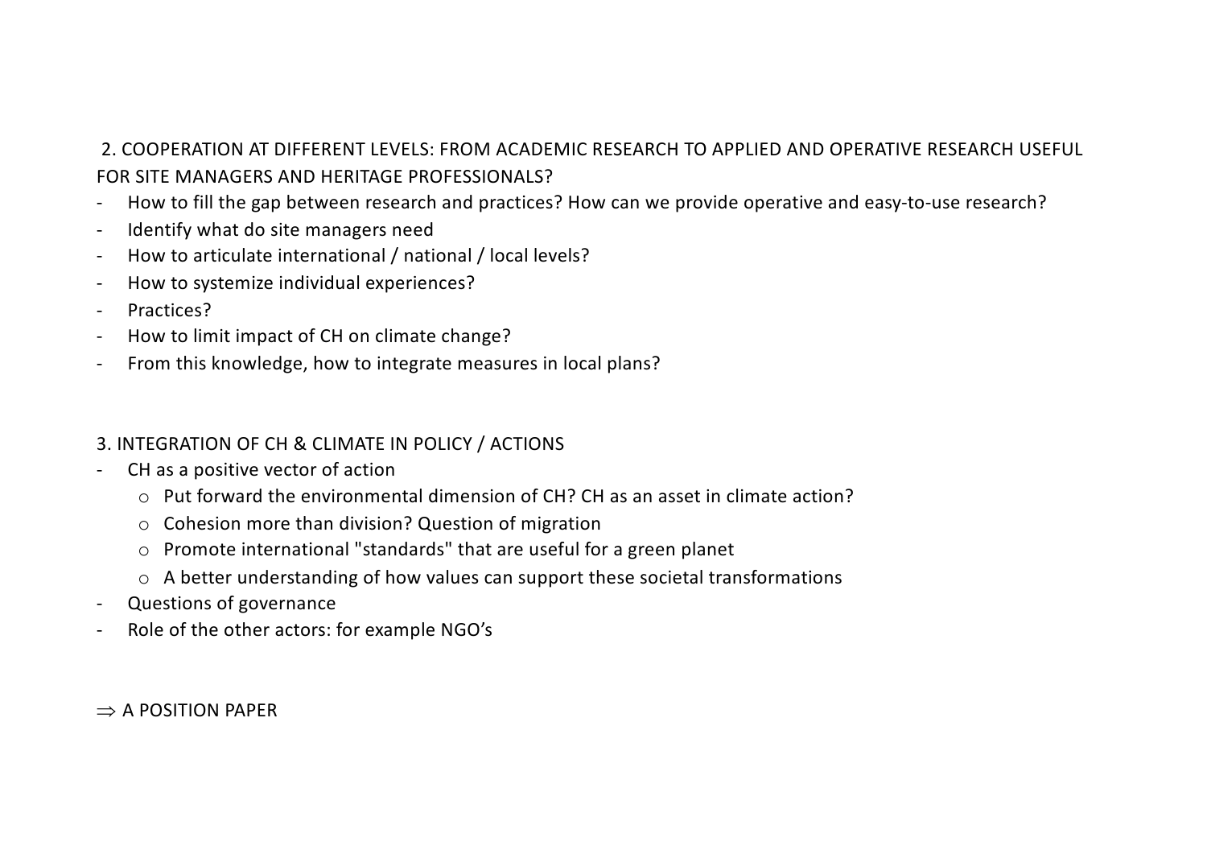## 2. COOPERATION AT DIFFERENT LEVELS: FROM ACADEMIC RESEARCH TO APPLIED AND OPERATIVE RESEARCH USEFUL FOR SITE MANAGERS AND HERITAGE PROFESSIONALS?

- How to fill the gap between research and practices? How can we provide operative and easy-to-use research?
- Identify what do site managers need
- How to articulate international / national / local levels?
- How to systemize individual experiences?
- Practices?
- How to limit impact of CH on climate change?
- From this knowledge, how to integrate measures in local plans?

## 3. INTEGRATION OF CH & CLIMATE IN POLICY / ACTIONS

- CH as a positive vector of action
  - Put forward the environmental dimension of CH? CH as an asset in climate action?
  - Cohesion more than division? Question of migration
  - Promote international "standards" that are useful for a green planet
  - A better understanding of how values can support these societal transformations
- Questions of governance
- Role of the other actors: for example NGO's

$\Rightarrow$ A POSITION PAPER